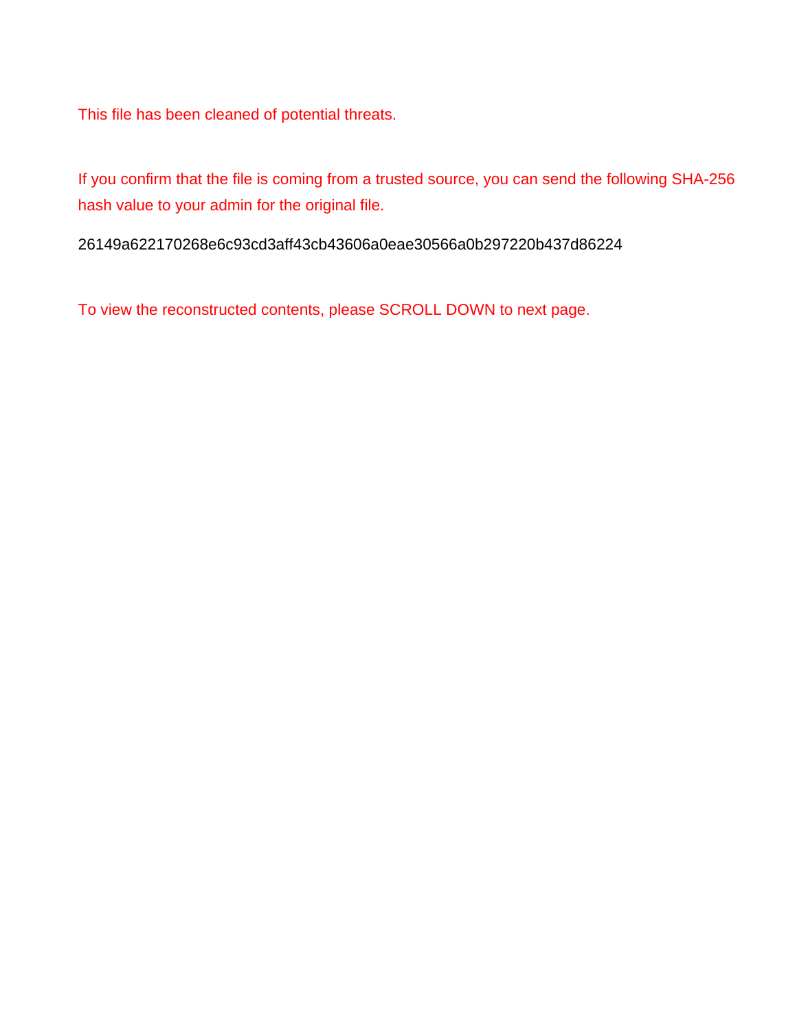This file has been cleaned of potential threats.

If you confirm that the file is coming from a trusted source, you can send the following SHA-256 hash value to your admin for the original file.

26149a622170268e6c93cd3aff43cb43606a0eae30566a0b297220b437d86224

To view the reconstructed contents, please SCROLL DOWN to next page.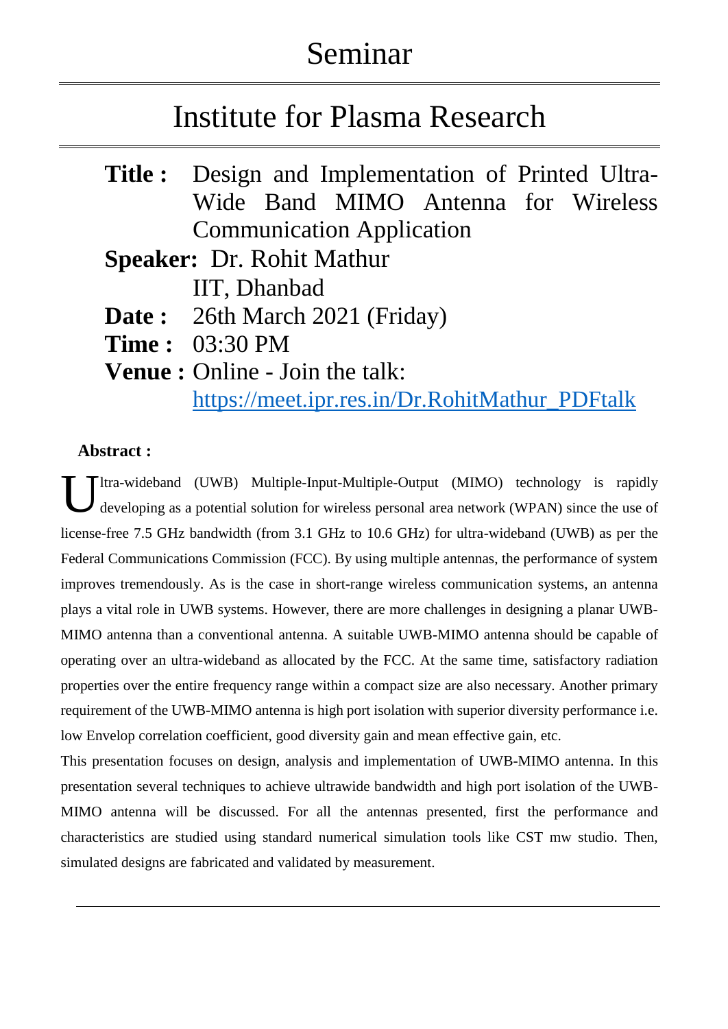# Seminar

## Institute for Plasma Research

**Title :** Design and Implementation of Printed Ultra-Wide Band MIMO Antenna for Wireless Communication Application

**Speaker:** Dr. Rohit Mathur
IIT, Dhanbad

**Date :** 26th March 2021 (Friday)

**Time :** 03:30 PM

**Venue :** Online - Join the talk:
https://meet.ipr.res.in/Dr.RohitMathur_PDFtalk

**Abstract :**

Ultra-wideband (UWB) Multiple-Input-Multiple-Output (MIMO) technology is rapidly developing as a potential solution for wireless personal area network (WPAN) since the use of license-free 7.5 GHz bandwidth (from 3.1 GHz to 10.6 GHz) for ultra-wideband (UWB) as per the Federal Communications Commission (FCC). By using multiple antennas, the performance of system improves tremendously. As is the case in short-range wireless communication systems, an antenna plays a vital role in UWB systems. However, there are more challenges in designing a planar UWB-MIMO antenna than a conventional antenna. A suitable UWB-MIMO antenna should be capable of operating over an ultra-wideband as allocated by the FCC. At the same time, satisfactory radiation properties over the entire frequency range within a compact size are also necessary. Another primary requirement of the UWB-MIMO antenna is high port isolation with superior diversity performance i.e. low Envelop correlation coefficient, good diversity gain and mean effective gain, etc.

This presentation focuses on design, analysis and implementation of UWB-MIMO antenna. In this presentation several techniques to achieve ultrawide bandwidth and high port isolation of the UWB-MIMO antenna will be discussed. For all the antennas presented, first the performance and characteristics are studied using standard numerical simulation tools like CST mw studio. Then, simulated designs are fabricated and validated by measurement.